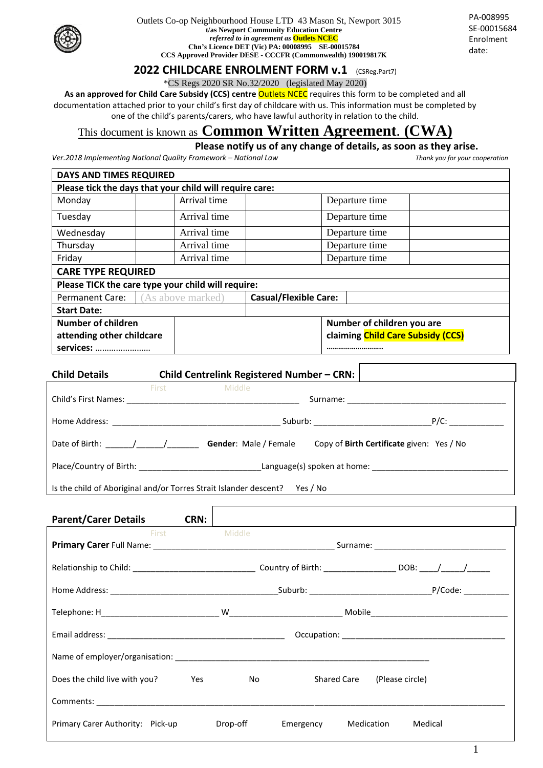Outlets Co-op Neighbourhood House LTD 43 Mason St, Newport 3015
**t/as Newport Community Education Centre**
***referred to in agreement as* Outlets NCEC**
**Chn's Licence DET (Vic) PA: 00008995 SE-00015784**
**CCS Approved Provider DESE - CCCFR (Commonwealth) 190019817K**

PA-008995
SE-00015684
Enrolment date:

# 2022 CHILDCARE ENROLMENT FORM v.1 (CSReg.Part7)

*CS Regs 2020 SR No.32/2020 (legislated May 2020)

**As an approved for Child Care Subsidy (CCS) centre** Outlets NCEC requires this form to be completed and all documentation attached prior to your child's first day of childcare with us. This information must be completed by one of the child's parents/carers, who have lawful authority in relation to the child.

This document is known as **Common Written Agreement. (CWA)**

**Please notify us of any change of details, as soon as they arise.**

*Ver.2018 Implementing National Quality Framework – National Law*

*Thank you for your cooperation*

| **DAYS AND TIMES REQUIRED** | | | | | |
|---|---|---|---|---|---|
| **Please tick the days that your child will require care:** | | | | | |
| Monday | | Arrival time | | Departure time | |
| Tuesday | | Arrival time | | Departure time | |
| Wednesday | | Arrival time | | Departure time | |
| Thursday | | Arrival time | | Departure time | |
| Friday | | Arrival time | | Departure time | |
| **CARE TYPE REQUIRED** | | | | | |
| **Please TICK the care type your child will require:** | | | | | |
| Permanent Care: | (As above marked) | | **Casual/Flexible Care:** | | |
| **Start Date:** | | | | | |
| **Number of children attending other childcare services:** …………………… | | | **Number of children you are claiming Child Care Subsidy (CCS)** ……………………. | | |

**Child Details** **Child Centrelink Registered Number – CRN:** ____________

Child's First Names (First / Middle): ______________________________ Surname: ______________________________

Home Address: ______________________________ Suburb: ______________________ P/C: __________

Date of Birth: _____/_____/______ **Gender**: Male / Female Copy of **Birth Certificate** given: Yes / No

Place/Country of Birth: ______________________ Language(s) spoken at home: ______________________

Is the child of Aboriginal and/or Torres Strait Islander descent? Yes / No

**Parent/Carer Details** **CRN:** ____________

**Primary Carer** Full Name (First / Middle): ______________________________ Surname: ______________________

Relationship to Child: ______________________ Country of Birth: ______________ DOB: ____/_____/_____

Home Address: ______________________________ Suburb: ______________________ P/Code: __________

Telephone: H______________________ W______________________ Mobile______________________

Email address: ______________________________ Occupation: ______________________________

Name of employer/organisation: ______________________________________________

Does the child live with you? Yes No Shared Care (Please circle)

Comments: ______________________________________________________________________

Primary Carer Authority: Pick-up Drop-off Emergency Medication Medical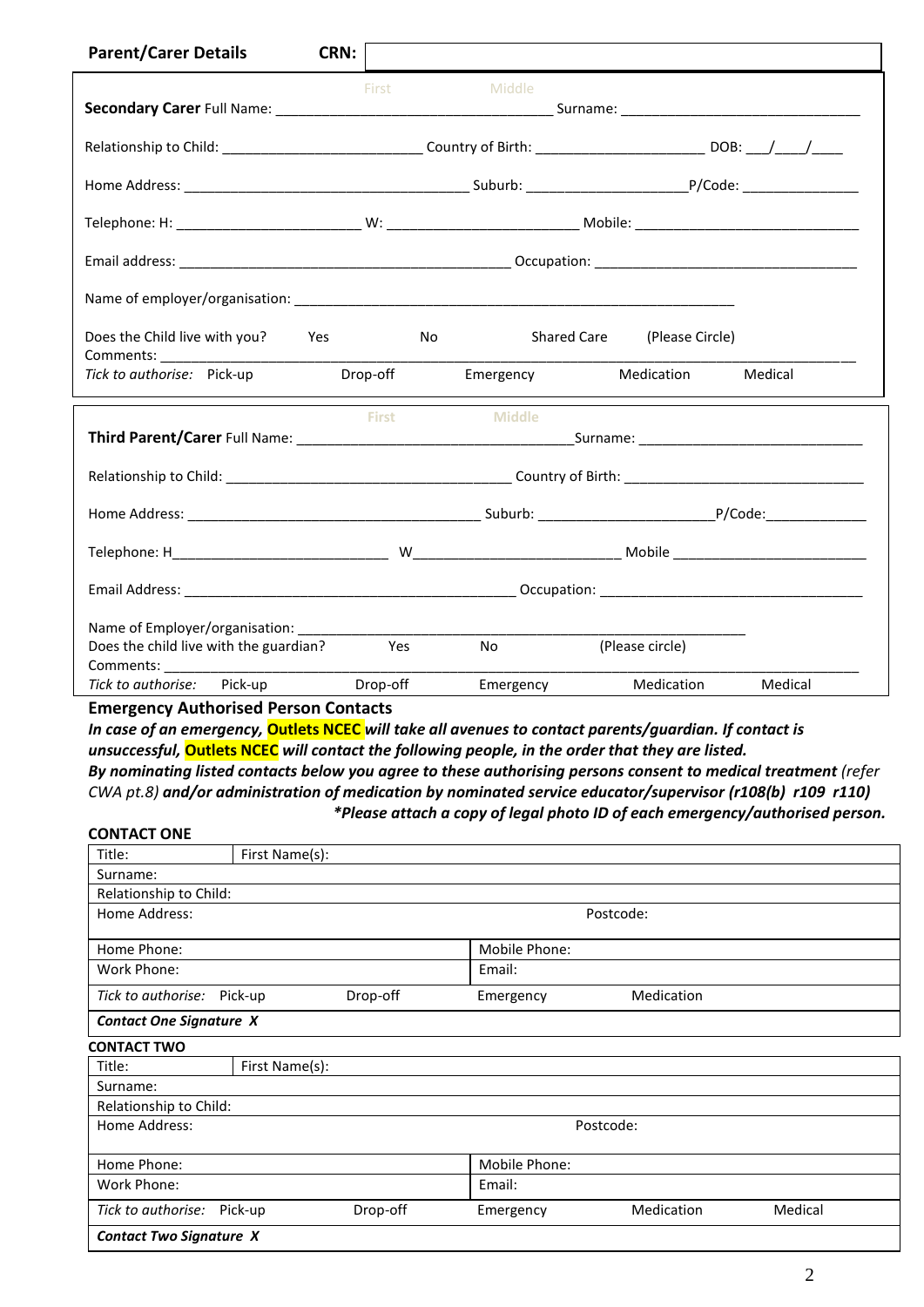**Parent/Carer Details** **CRN:** ____________________

**Secondary Carer** Full Name: First ______ Middle ______________________ Surname: ______________________________

Relationship to Child: _________________________ Country of Birth: ______________________ DOB: ___/____/____

Home Address: ____________________________________ Suburb: _____________________P/Code: _______________

Telephone: H: _______________________ W: ________________________ Mobile: ____________________________

Email address: __________________________________________ Occupation: __________________________________

Name of employer/organisation: ____________________________________________________________

Does the Child live with you? Yes No Shared Care (Please Circle)

Comments: ____________________________________________________________________________________

*Tick to authorise:* Pick-up Drop-off Emergency Medication Medical

**Third Parent/Carer** Full Name: First ______ Middle ______________________Surname: _____________________________

Relationship to Child: ____________________________________ Country of Birth: _______________________________

Home Address: _________________________________________ Suburb: _______________________P/Code:_____________

Telephone: H___________________________ W__________________________ Mobile _________________________

Email Address: __________________________________________ Occupation: _________________________________

Name of Employer/organisation: ____________________________________________________________

Does the child live with the guardian? Yes No (Please circle)

Comments: ____________________________________________________________________________________

*Tick to authorise:* Pick-up Drop-off Emergency Medication Medical

## Emergency Authorised Person Contacts

***In case of an emergency, Outlets NCEC will take all avenues to contact parents/guardian. If contact is unsuccessful, Outlets NCEC will contact the following people, in the order that they are listed.***

***By nominating listed contacts below you agree to these authorising persons consent to medical treatment** (refer CWA pt.8) **and/or administration of medication by nominated service educator/supervisor (r108(b) r109 r110)***

***\*Please attach a copy of legal photo ID of each emergency/authorised person.***

### CONTACT ONE

| Title: | First Name(s): | | |
|---|---|---|---|
| Surname: | | | |
| Relationship to Child: | | | |
| Home Address: | | Postcode: | |
| Home Phone: | | Mobile Phone: | |
| Work Phone: | | Email: | |
| *Tick to authorise:* Pick-up | Drop-off | Emergency | Medication |
| ***Contact One Signature X*** | | | |

### CONTACT TWO

| Title: | First Name(s): | | | |
|---|---|---|---|---|
| Surname: | | | | |
| Relationship to Child: | | | | |
| Home Address: | | Postcode: | | |
| Home Phone: | | Mobile Phone: | | |
| Work Phone: | | Email: | | |
| *Tick to authorise:* Pick-up | Drop-off | Emergency | Medication | Medical |
| ***Contact Two Signature X*** | | | | |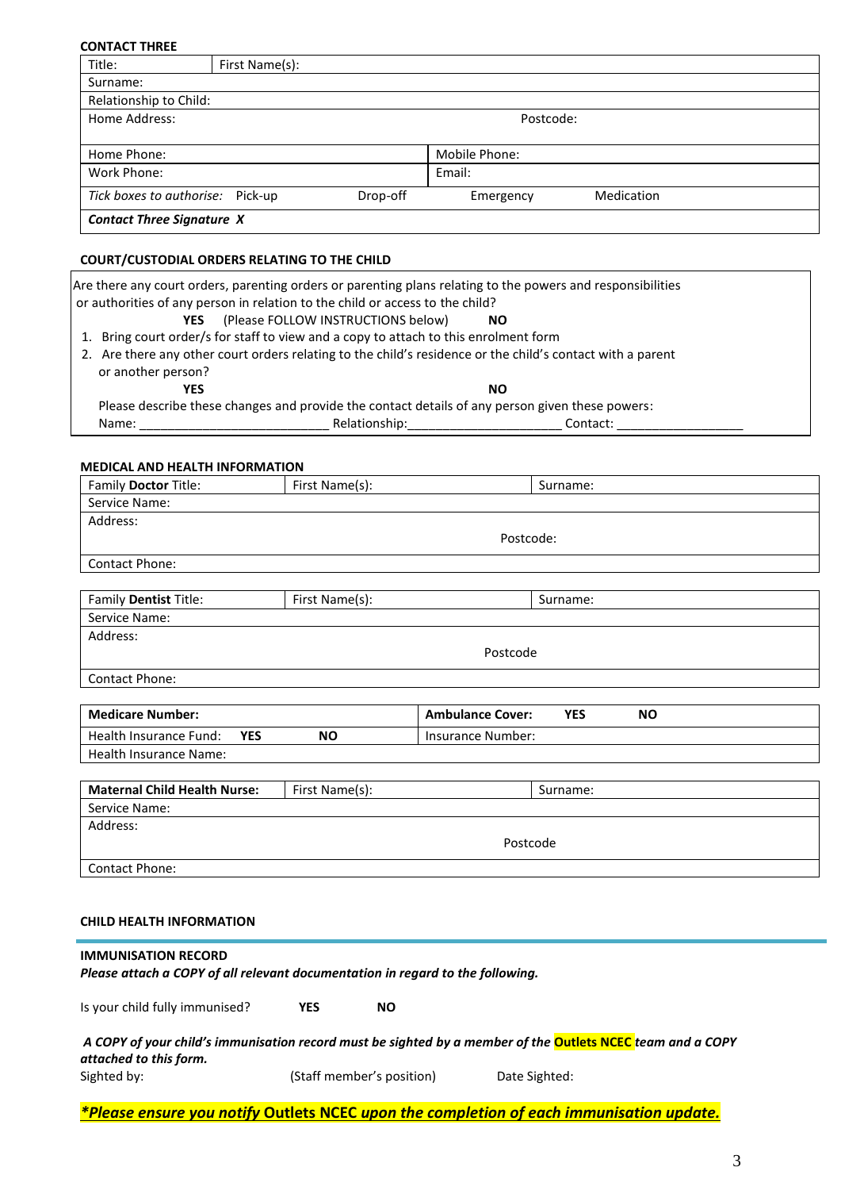**CONTACT THREE**

| Title: | First Name(s): | | |
|---|---|---|---|
| Surname: | | | |
| Relationship to Child: | | | |
| Home Address: | | Postcode: | |
| Home Phone: | | Mobile Phone: | |
| Work Phone: | | Email: | |
| *Tick boxes to authorise:* Pick-up | Drop-off | Emergency | Medication |
| ***Contact Three Signature X*** | | | |

**COURT/CUSTODIAL ORDERS RELATING TO THE CHILD**

Are there any court orders, parenting orders or parenting plans relating to the powers and responsibilities or authorities of any person in relation to the child or access to the child?

**YES** (Please FOLLOW INSTRUCTIONS below) **NO**

1. Bring court order/s for staff to view and a copy to attach to this enrolment form
2. Are there any other court orders relating to the child's residence or the child's contact with a parent or another person?

**YES** **NO**

Please describe these changes and provide the contact details of any person given these powers:

Name: ___________________________ Relationship:______________________ Contact: __________________

**MEDICAL AND HEALTH INFORMATION**

| Family **Doctor** Title: | First Name(s): | Surname: |
|---|---|---|
| Service Name: | | |
| Address: | Postcode: | |
| Contact Phone: | | |

| Family **Dentist** Title: | First Name(s): | Surname: |
|---|---|---|
| Service Name: | | |
| Address: | Postcode | |
| Contact Phone: | | |

| **Medicare Number:** | **Ambulance Cover:** **YES** **NO** |
|---|---|
| Health Insurance Fund: **YES** **NO** | Insurance Number: |
| Health Insurance Name: | |

| **Maternal Child Health Nurse:** | First Name(s): | Surname: |
|---|---|---|
| Service Name: | | |
| Address: | Postcode | |
| Contact Phone: | | |

**CHILD HEALTH INFORMATION**

**IMMUNISATION RECORD**

***Please attach a COPY of all relevant documentation in regard to the following.***

Is your child fully immunised? **YES** **NO**

***A COPY of your child's immunisation record must be sighted by a member of the* Outlets NCEC *team and a COPY attached to this form.***

Sighted by: (Staff member's position) Date Sighted:

***\*Please ensure you notify* Outlets NCEC *upon the completion of each immunisation update.***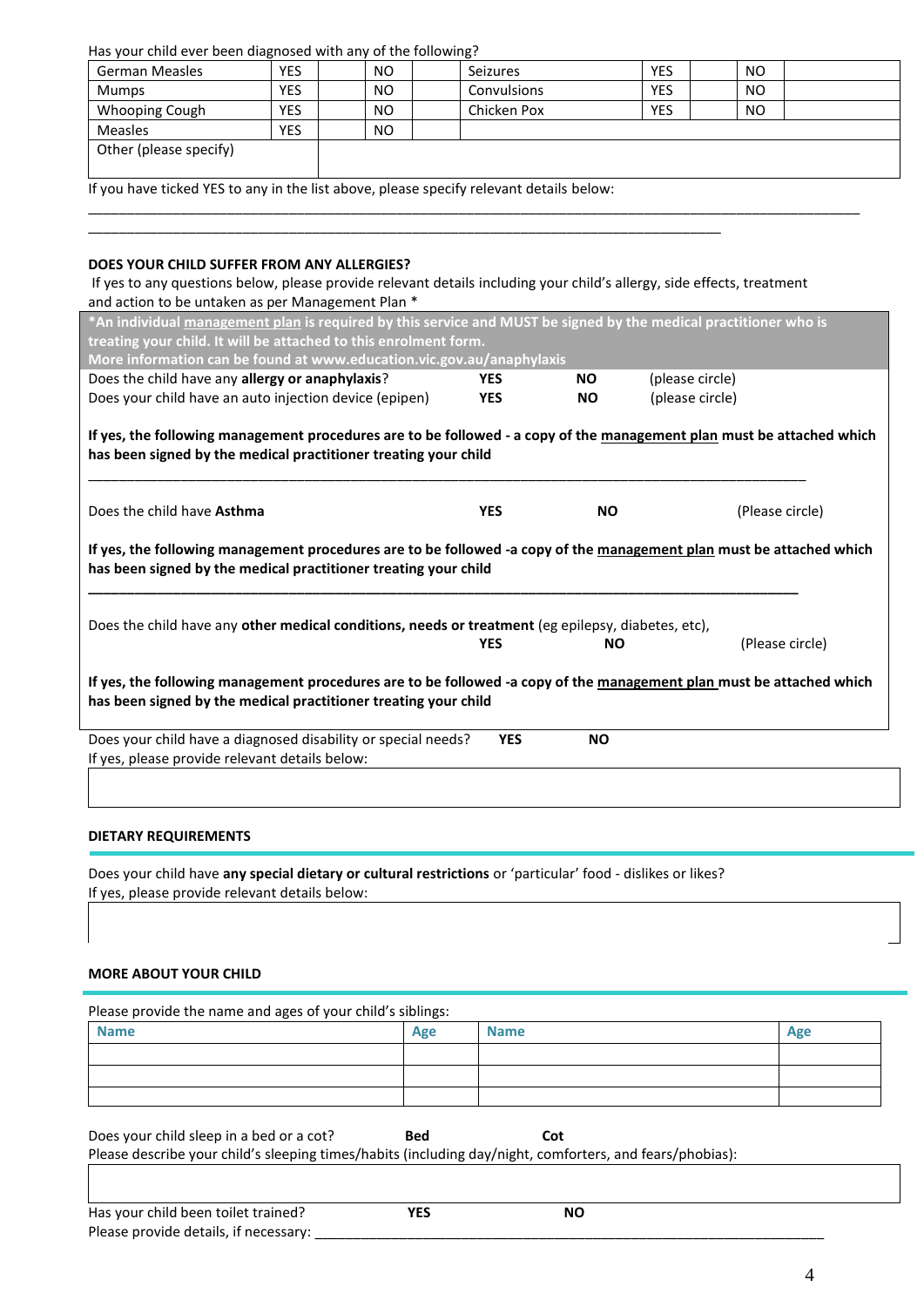Has your child ever been diagnosed with any of the following?

| German Measles | YES | | NO | | Seizures | YES | | NO | |
|---|---|---|---|---|---|---|---|---|---|
| Mumps | YES | | NO | | Convulsions | YES | | NO | |
| Whooping Cough | YES | | NO | | Chicken Pox | YES | | NO | |
| Measles | YES | | NO | | | | | | |
| Other (please specify) | | | | | | | | | |

If you have ticked YES to any in the list above, please specify relevant details below:

___________________________________________________________________________________________

________________________________________________________________________________

**DOES YOUR CHILD SUFFER FROM ANY ALLERGIES?**

If yes to any questions below, please provide relevant details including your child's allergy, side effects, treatment and action to be untaken as per Management Plan *

***An individual management plan is required by this service and MUST be signed by the medical practitioner who is treating your child. It will be attached to this enrolment form.**
**More information can be found at www.education.vic.gov.au/anaphylaxis**

Does the child have any **allergy or anaphylaxis**? **YES** **NO** (please circle)

Does your child have an auto injection device (epipen) **YES** **NO** (please circle)

**If yes, the following management procedures are to be followed - a copy of the management plan must be attached which has been signed by the medical practitioner treating your child**

___________________________________________________________________________________________

Does the child have **Asthma** **YES** **NO** (Please circle)

**If yes, the following management procedures are to be followed -a copy of the management plan must be attached which has been signed by the medical practitioner treating your child**

___________________________________________________________________________________________

Does the child have any **other medical conditions, needs or treatment** (eg epilepsy, diabetes, etc), **YES** **NO** (Please circle)

**If yes, the following management procedures are to be followed -a copy of the management plan must be attached which has been signed by the medical practitioner treating your child**

Does your child have a diagnosed disability or special needs? **YES** **NO**

If yes, please provide relevant details below:

| |
|---|
| |

**DIETARY REQUIREMENTS**

Does your child have **any special dietary or cultural restrictions** or 'particular' food - dislikes or likes?

If yes, please provide relevant details below:

| |
|---|
| |

**MORE ABOUT YOUR CHILD**

Please provide the name and ages of your child's siblings:

| Name | Age | Name | Age |
|---|---|---|---|
| | | | |
| | | | |
| | | | |

Does your child sleep in a bed or a cot? **Bed** **Cot**

Please describe your child's sleeping times/habits (including day/night, comforters, and fears/phobias):

| |
|---|
| |

Has your child been toilet trained? **YES** **NO**

Please provide details, if necessary: ____________________________________________________________________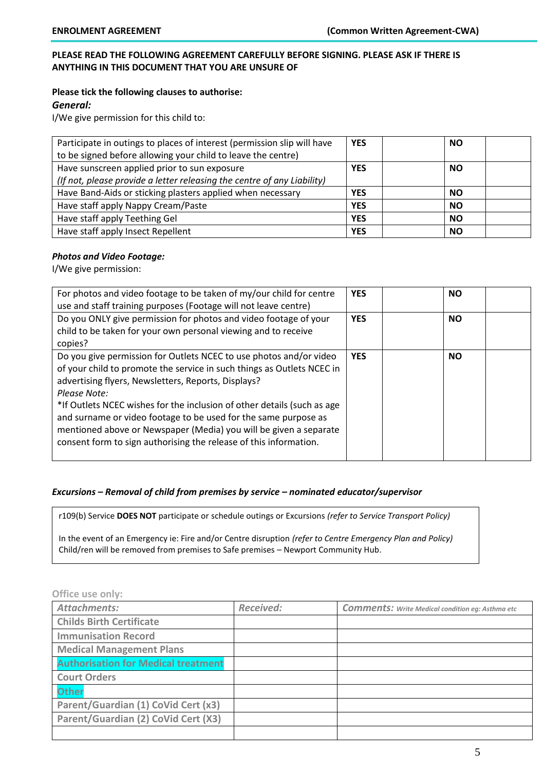**ENROLMENT AGREEMENT** **(Common Written Agreement-CWA)**

**PLEASE READ THE FOLLOWING AGREEMENT CAREFULLY BEFORE SIGNING. PLEASE ASK IF THERE IS ANYTHING IN THIS DOCUMENT THAT YOU ARE UNSURE OF**

**Please tick the following clauses to authorise:**

***General:***

I/We give permission for this child to:

| | | | | |
|---|---|---|---|---|
| Participate in outings to places of interest (permission slip will have to be signed before allowing your child to leave the centre) | **YES** | | **NO** | |
| Have sunscreen applied prior to sun exposure *(If not, please provide a letter releasing the centre of any Liability)* | **YES** | | **NO** | |
| Have Band-Aids or sticking plasters applied when necessary | **YES** | | **NO** | |
| Have staff apply Nappy Cream/Paste | **YES** | | **NO** | |
| Have staff apply Teething Gel | **YES** | | **NO** | |
| Have staff apply Insect Repellent | **YES** | | **NO** | |

***Photos and Video Footage:***

I/We give permission:

| | | | | |
|---|---|---|---|---|
| For photos and video footage to be taken of my/our child for centre use and staff training purposes (Footage will not leave centre) | **YES** | | **NO** | |
| Do you ONLY give permission for photos and video footage of your child to be taken for your own personal viewing and to receive copies? | **YES** | | **NO** | |
| Do you give permission for Outlets NCEC to use photos and/or video of your child to promote the service in such things as Outlets NCEC in advertising flyers, Newsletters, Reports, Displays? *Please Note:* *If Outlets NCEC wishes for the inclusion of other details (such as age and surname or video footage to be used for the same purpose as mentioned above or Newspaper (Media) you will be given a separate consent form to sign authorising the release of this information. | **YES** | | **NO** | |

***Excursions – Removal of child from premises by service – nominated educator/supervisor***

r109(b) Service **DOES NOT** participate or schedule outings or Excursions *(refer to Service Transport Policy)*

In the event of an Emergency ie: Fire and/or Centre disruption *(refer to Centre Emergency Plan and Policy)* Child/ren will be removed from premises to Safe premises – Newport Community Hub.

**Office use only:**

| *Attachments:* | *Received:* | *Comments: Write Medical condition eg: Asthma etc* |
|---|---|---|
| **Childs Birth Certificate** | | |
| **Immunisation Record** | | |
| **Medical Management Plans** | | |
| **Authorisation for Medical treatment** | | |
| **Court Orders** | | |
| **Other** | | |
| **Parent/Guardian (1) CoVid Cert (x3)** | | |
| **Parent/Guardian (2) CoVid Cert (X3)** | | |
| | | |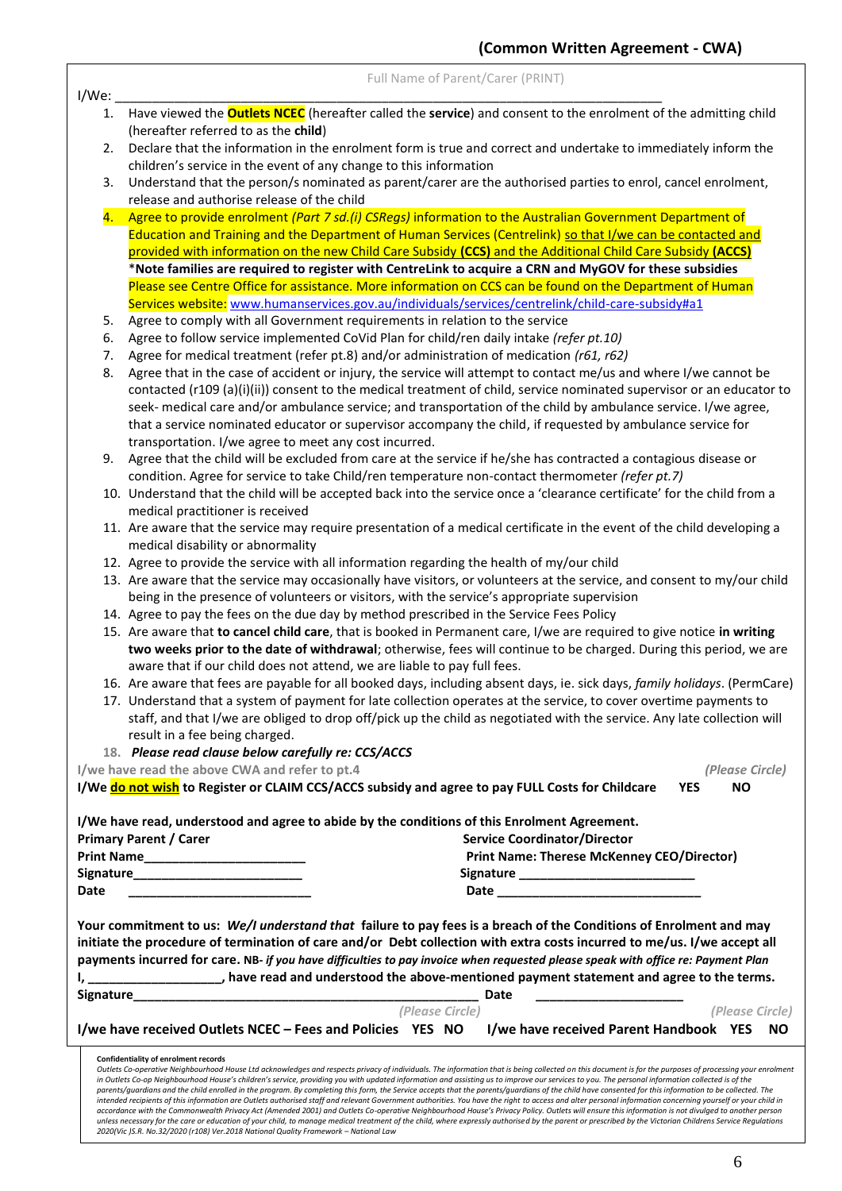## (Common Written Agreement - CWA)

I/We: ________________________________________________________________________________

Full Name of Parent/Carer (PRINT)

1. Have viewed the **Outlets NCEC** (hereafter called the **service**) and consent to the enrolment of the admitting child (hereafter referred to as the **child**)
2. Declare that the information in the enrolment form is true and correct and undertake to immediately inform the children's service in the event of any change to this information
3. Understand that the person/s nominated as parent/carer are the authorised parties to enrol, cancel enrolment, release and authorise release of the child
4. Agree to provide enrolment *(Part 7 sd.(i) CSRegs)* information to the Australian Government Department of Education and Training and the Department of Human Services (Centrelink) so that I/we can be contacted and provided with information on the new Child Care Subsidy **(CCS)** and the Additional Child Care Subsidy **(ACCS)**
   ***Note families are required to register with CentreLink to acquire a CRN and MyGOV for these subsidies**
   Please see Centre Office for assistance. More information on CCS can be found on the Department of Human Services website: www.humanservices.gov.au/individuals/services/centrelink/child-care-subsidy#a1
5. Agree to comply with all Government requirements in relation to the service
6. Agree to follow service implemented CoVid Plan for child/ren daily intake *(refer pt.10)*
7. Agree for medical treatment (refer pt.8) and/or administration of medication *(r61, r62)*
8. Agree that in the case of accident or injury, the service will attempt to contact me/us and where I/we cannot be contacted (r109 (a)(i)(ii)) consent to the medical treatment of child, service nominated supervisor or an educator to seek- medical care and/or ambulance service; and transportation of the child by ambulance service. I/we agree, that a service nominated educator or supervisor accompany the child, if requested by ambulance service for transportation. I/we agree to meet any cost incurred.
9. Agree that the child will be excluded from care at the service if he/she has contracted a contagious disease or condition. Agree for service to take Child/ren temperature non-contact thermometer *(refer pt.7)*
10. Understand that the child will be accepted back into the service once a 'clearance certificate' for the child from a medical practitioner is received
11. Are aware that the service may require presentation of a medical certificate in the event of the child developing a medical disability or abnormality
12. Agree to provide the service with all information regarding the health of my/our child
13. Are aware that the service may occasionally have visitors, or volunteers at the service, and consent to my/our child being in the presence of volunteers or visitors, with the service's appropriate supervision
14. Agree to pay the fees on the due day by method prescribed in the Service Fees Policy
15. Are aware that **to cancel child care**, that is booked in Permanent care, I/we are required to give notice **in writing two weeks prior to the date of withdrawal**; otherwise, fees will continue to be charged. During this period, we are aware that if our child does not attend, we are liable to pay full fees.
16. Are aware that fees are payable for all booked days, including absent days, ie. sick days, *family holidays*. (PermCare)
17. Understand that a system of payment for late collection operates at the service, to cover overtime payments to staff, and that I/we are obliged to drop off/pick up the child as negotiated with the service. Any late collection will result in a fee being charged.
18. ***Please read clause below carefully re: CCS/ACCS***

I/we have read the above CWA and refer to pt.4 *(Please Circle)*

**I/We do not wish to Register or CLAIM CCS/ACCS subsidy and agree to pay FULL Costs for Childcare YES NO**

**I/We have read, understood and agree to abide by the conditions of this Enrolment Agreement.**

| | |
|---|---|
| **Primary Parent / Carer** | **Service Coordinator/Director** |
| **Print Name**_______________________ | **Print Name: Therese McKenney CEO/Director)** |
| **Signature**_______________________ | **Signature** _______________________ |
| **Date** _______________________ | **Date** _______________________ |

**Your commitment to us:** ***We/I understand that*** **failure to pay fees is a breach of the Conditions of Enrolment and may initiate the procedure of termination of care and/or Debt collection with extra costs incurred to me/us. I/we accept all payments incurred for care.** **NB-** ***if you have difficulties to pay invoice when requested please speak with office re: Payment Plan***

**I, __________________, have read and understood the above-mentioned payment statement and agree to the terms.**

**Signature**_______________________________________________ **Date** ____________________

**I/we have received Outlets NCEC – Fees and Policies YES NO** *(Please Circle)* **I/we have received Parent Handbook YES NO** *(Please Circle)*

**Confidentiality of enrolment records**

*Outlets Co-operative Neighbourhood House Ltd acknowledges and respects privacy of individuals. The information that is being collected on this document is for the purposes of processing your enrolment in Outlets Co-op Neighbourhood House's children's service, providing you with updated information and assisting us to improve our services to you. The personal information collected is of the parents/guardians and the child enrolled in the program. By completing this form, the Service accepts that the parents/guardians of the child have consented for this information to be collected. The intended recipients of this information are Outlets authorised staff and relevant Government authorities. You have the right to access and alter personal information concerning yourself or your child in accordance with the Commonwealth Privacy Act (Amended 2001) and Outlets Co-operative Neighbourhood House's Privacy Policy. Outlets will ensure this information is not divulged to another person unless necessary for the care or education of your child, to manage medical treatment of the child, where expressly authorised by the parent or prescribed by the Victorian Childrens Service Regulations 2020(Vic )S.R. No.32/2020 (r108) Ver.2018 National Quality Framework – National Law*